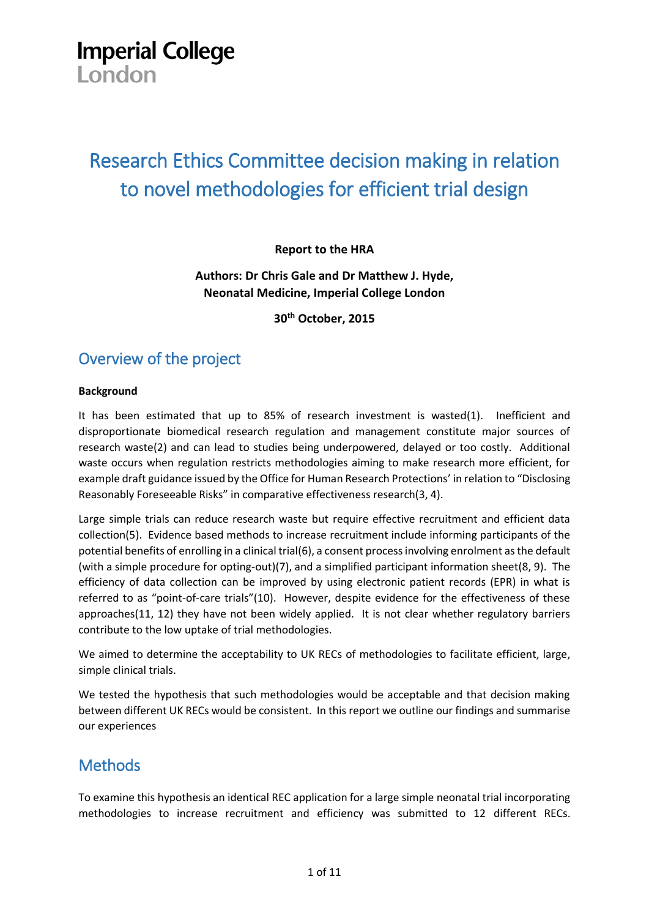Imperial College
London

# Research Ethics Committee decision making in relation to novel methodologies for efficient trial design

**Report to the HRA**

**Authors: Dr Chris Gale and Dr Matthew J. Hyde, Neonatal Medicine, Imperial College London**

**30th October, 2015**

## Overview of the project

**Background**

It has been estimated that up to 85% of research investment is wasted(1). Inefficient and disproportionate biomedical research regulation and management constitute major sources of research waste(2) and can lead to studies being underpowered, delayed or too costly. Additional waste occurs when regulation restricts methodologies aiming to make research more efficient, for example draft guidance issued by the Office for Human Research Protections' in relation to "Disclosing Reasonably Foreseeable Risks" in comparative effectiveness research(3, 4).

Large simple trials can reduce research waste but require effective recruitment and efficient data collection(5). Evidence based methods to increase recruitment include informing participants of the potential benefits of enrolling in a clinical trial(6), a consent process involving enrolment as the default (with a simple procedure for opting-out)(7), and a simplified participant information sheet(8, 9). The efficiency of data collection can be improved by using electronic patient records (EPR) in what is referred to as "point-of-care trials"(10). However, despite evidence for the effectiveness of these approaches(11, 12) they have not been widely applied. It is not clear whether regulatory barriers contribute to the low uptake of trial methodologies.

We aimed to determine the acceptability to UK RECs of methodologies to facilitate efficient, large, simple clinical trials.

We tested the hypothesis that such methodologies would be acceptable and that decision making between different UK RECs would be consistent. In this report we outline our findings and summarise our experiences

## Methods

To examine this hypothesis an identical REC application for a large simple neonatal trial incorporating methodologies to increase recruitment and efficiency was submitted to 12 different RECs.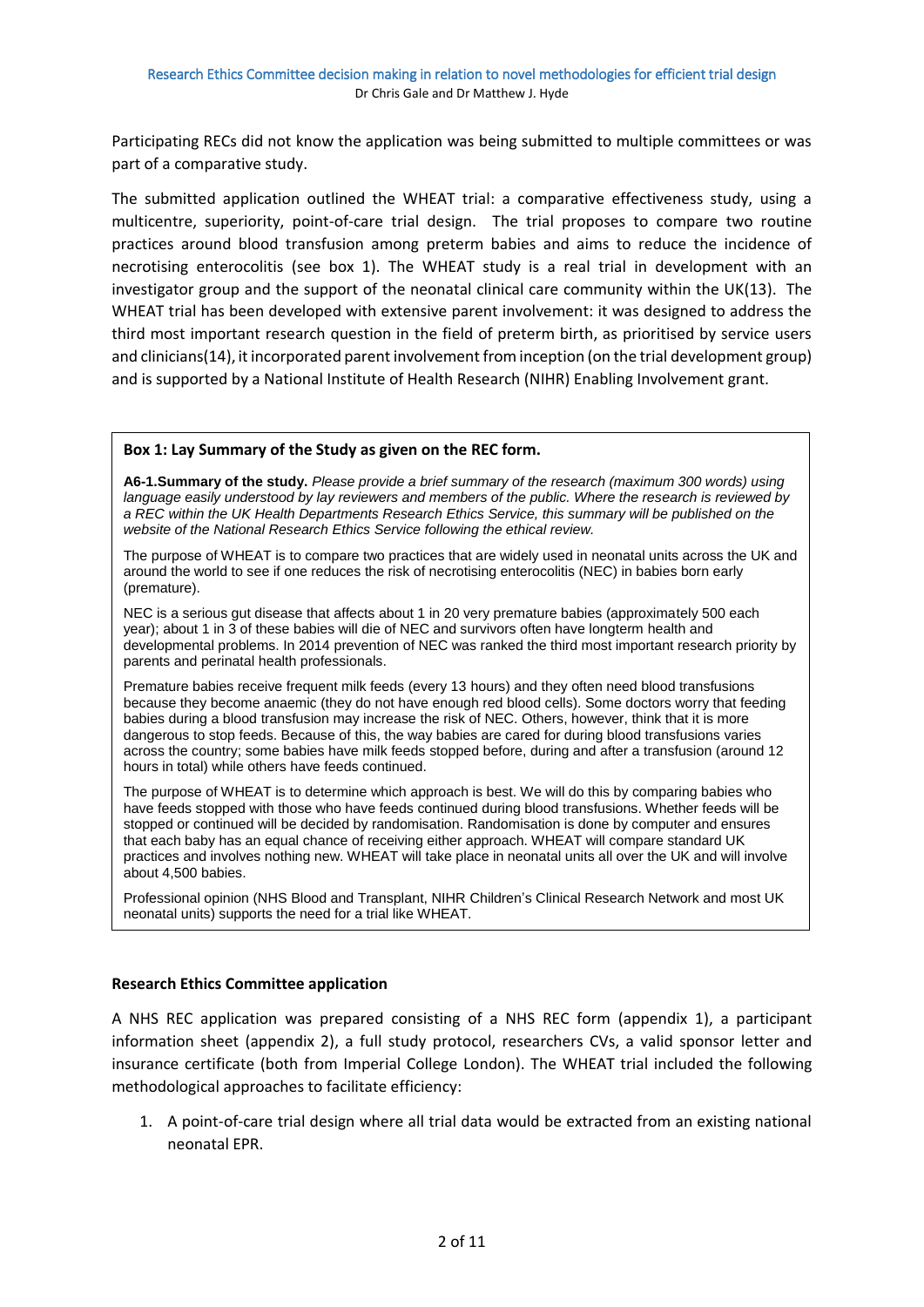Participating RECs did not know the application was being submitted to multiple committees or was part of a comparative study.

The submitted application outlined the WHEAT trial: a comparative effectiveness study, using a multicentre, superiority, point-of-care trial design. The trial proposes to compare two routine practices around blood transfusion among preterm babies and aims to reduce the incidence of necrotising enterocolitis (see box 1). The WHEAT study is a real trial in development with an investigator group and the support of the neonatal clinical care community within the UK(13). The WHEAT trial has been developed with extensive parent involvement: it was designed to address the third most important research question in the field of preterm birth, as prioritised by service users and clinicians(14), it incorporated parent involvement from inception (on the trial development group) and is supported by a National Institute of Health Research (NIHR) Enabling Involvement grant.

**Box 1: Lay Summary of the Study as given on the REC form.**

**A6-1.Summary of the study.** *Please provide a brief summary of the research (maximum 300 words) using language easily understood by lay reviewers and members of the public. Where the research is reviewed by a REC within the UK Health Departments Research Ethics Service, this summary will be published on the website of the National Research Ethics Service following the ethical review.*

The purpose of WHEAT is to compare two practices that are widely used in neonatal units across the UK and around the world to see if one reduces the risk of necrotising enterocolitis (NEC) in babies born early (premature).

NEC is a serious gut disease that affects about 1 in 20 very premature babies (approximately 500 each year); about 1 in 3 of these babies will die of NEC and survivors often have longterm health and developmental problems. In 2014 prevention of NEC was ranked the third most important research priority by parents and perinatal health professionals.

Premature babies receive frequent milk feeds (every 13 hours) and they often need blood transfusions because they become anaemic (they do not have enough red blood cells). Some doctors worry that feeding babies during a blood transfusion may increase the risk of NEC. Others, however, think that it is more dangerous to stop feeds. Because of this, the way babies are cared for during blood transfusions varies across the country; some babies have milk feeds stopped before, during and after a transfusion (around 12 hours in total) while others have feeds continued.

The purpose of WHEAT is to determine which approach is best. We will do this by comparing babies who have feeds stopped with those who have feeds continued during blood transfusions. Whether feeds will be stopped or continued will be decided by randomisation. Randomisation is done by computer and ensures that each baby has an equal chance of receiving either approach. WHEAT will compare standard UK practices and involves nothing new. WHEAT will take place in neonatal units all over the UK and will involve about 4,500 babies.

Professional opinion (NHS Blood and Transplant, NIHR Children's Clinical Research Network and most UK neonatal units) supports the need for a trial like WHEAT.

#### Research Ethics Committee application

A NHS REC application was prepared consisting of a NHS REC form (appendix 1), a participant information sheet (appendix 2), a full study protocol, researchers CVs, a valid sponsor letter and insurance certificate (both from Imperial College London). The WHEAT trial included the following methodological approaches to facilitate efficiency:

1. A point-of-care trial design where all trial data would be extracted from an existing national neonatal EPR.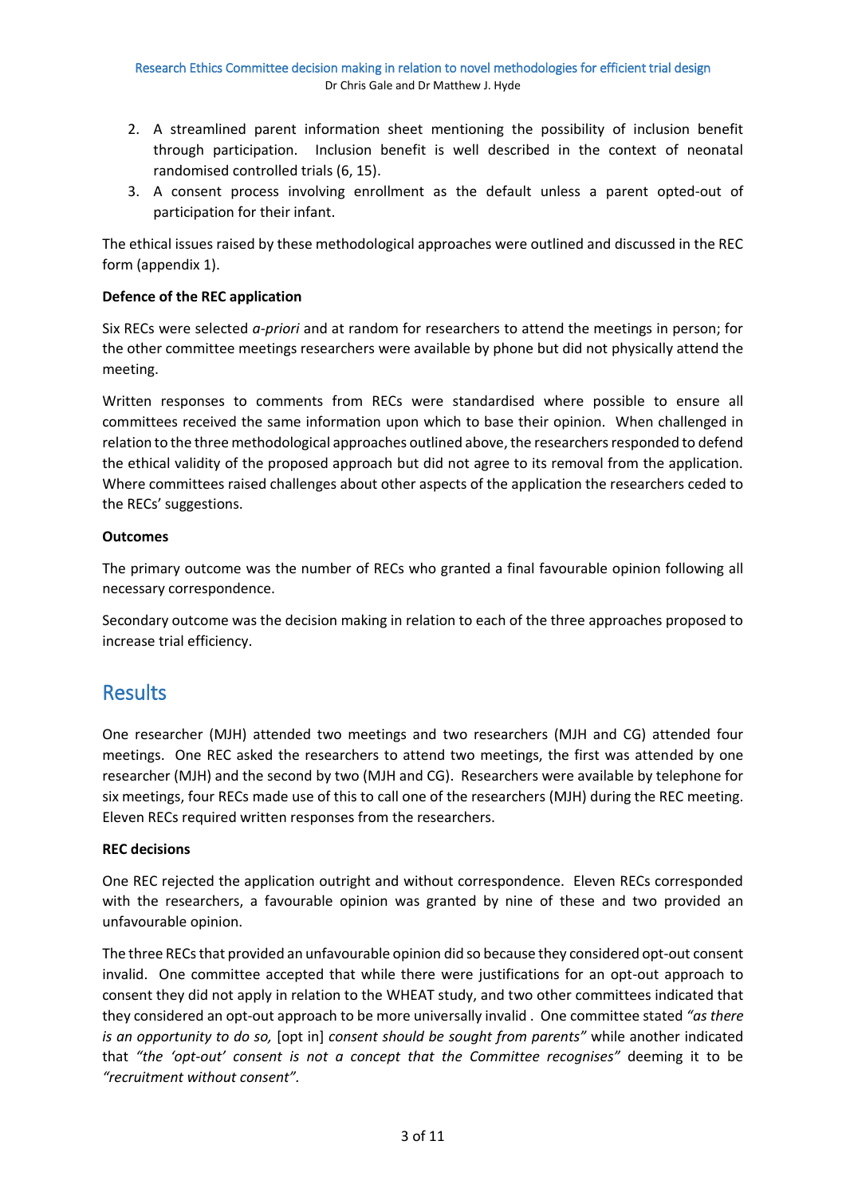2. A streamlined parent information sheet mentioning the possibility of inclusion benefit through participation. Inclusion benefit is well described in the context of neonatal randomised controlled trials (6, 15).
3. A consent process involving enrollment as the default unless a parent opted-out of participation for their infant.

The ethical issues raised by these methodological approaches were outlined and discussed in the REC form (appendix 1).

**Defence of the REC application**

Six RECs were selected *a-priori* and at random for researchers to attend the meetings in person; for the other committee meetings researchers were available by phone but did not physically attend the meeting.

Written responses to comments from RECs were standardised where possible to ensure all committees received the same information upon which to base their opinion. When challenged in relation to the three methodological approaches outlined above, the researchers responded to defend the ethical validity of the proposed approach but did not agree to its removal from the application. Where committees raised challenges about other aspects of the application the researchers ceded to the RECs' suggestions.

**Outcomes**

The primary outcome was the number of RECs who granted a final favourable opinion following all necessary correspondence.

Secondary outcome was the decision making in relation to each of the three approaches proposed to increase trial efficiency.

## Results

One researcher (MJH) attended two meetings and two researchers (MJH and CG) attended four meetings. One REC asked the researchers to attend two meetings, the first was attended by one researcher (MJH) and the second by two (MJH and CG). Researchers were available by telephone for six meetings, four RECs made use of this to call one of the researchers (MJH) during the REC meeting. Eleven RECs required written responses from the researchers.

**REC decisions**

One REC rejected the application outright and without correspondence. Eleven RECs corresponded with the researchers, a favourable opinion was granted by nine of these and two provided an unfavourable opinion.

The three RECs that provided an unfavourable opinion did so because they considered opt-out consent invalid. One committee accepted that while there were justifications for an opt-out approach to consent they did not apply in relation to the WHEAT study, and two other committees indicated that they considered an opt-out approach to be more universally invalid . One committee stated *"as there is an opportunity to do so,* [opt in] *consent should be sought from parents"* while another indicated that *"the 'opt-out' consent is not a concept that the Committee recognises"* deeming it to be *"recruitment without consent"*.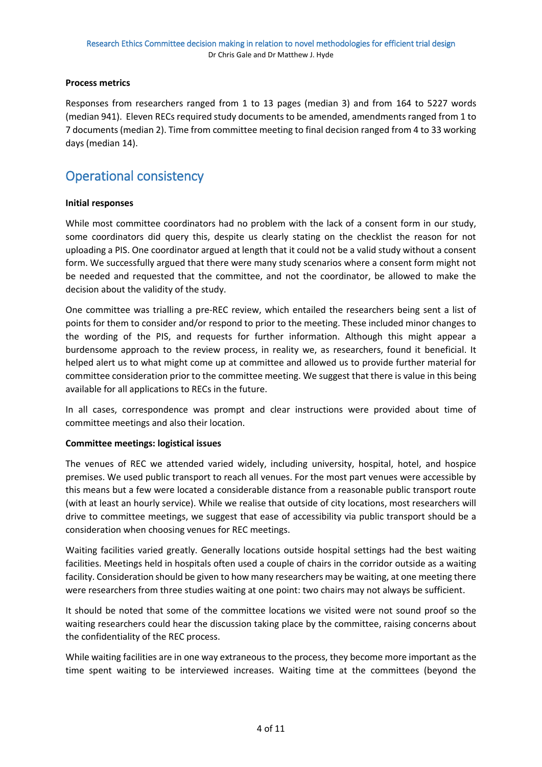**Process metrics**

Responses from researchers ranged from 1 to 13 pages (median 3) and from 164 to 5227 words (median 941). Eleven RECs required study documents to be amended, amendments ranged from 1 to 7 documents (median 2). Time from committee meeting to final decision ranged from 4 to 33 working days (median 14).

## Operational consistency

**Initial responses**

While most committee coordinators had no problem with the lack of a consent form in our study, some coordinators did query this, despite us clearly stating on the checklist the reason for not uploading a PIS. One coordinator argued at length that it could not be a valid study without a consent form. We successfully argued that there were many study scenarios where a consent form might not be needed and requested that the committee, and not the coordinator, be allowed to make the decision about the validity of the study.

One committee was trialling a pre-REC review, which entailed the researchers being sent a list of points for them to consider and/or respond to prior to the meeting. These included minor changes to the wording of the PIS, and requests for further information. Although this might appear a burdensome approach to the review process, in reality we, as researchers, found it beneficial. It helped alert us to what might come up at committee and allowed us to provide further material for committee consideration prior to the committee meeting. We suggest that there is value in this being available for all applications to RECs in the future.

In all cases, correspondence was prompt and clear instructions were provided about time of committee meetings and also their location.

**Committee meetings: logistical issues**

The venues of REC we attended varied widely, including university, hospital, hotel, and hospice premises. We used public transport to reach all venues. For the most part venues were accessible by this means but a few were located a considerable distance from a reasonable public transport route (with at least an hourly service). While we realise that outside of city locations, most researchers will drive to committee meetings, we suggest that ease of accessibility via public transport should be a consideration when choosing venues for REC meetings.

Waiting facilities varied greatly. Generally locations outside hospital settings had the best waiting facilities. Meetings held in hospitals often used a couple of chairs in the corridor outside as a waiting facility. Consideration should be given to how many researchers may be waiting, at one meeting there were researchers from three studies waiting at one point: two chairs may not always be sufficient.

It should be noted that some of the committee locations we visited were not sound proof so the waiting researchers could hear the discussion taking place by the committee, raising concerns about the confidentiality of the REC process.

While waiting facilities are in one way extraneous to the process, they become more important as the time spent waiting to be interviewed increases. Waiting time at the committees (beyond the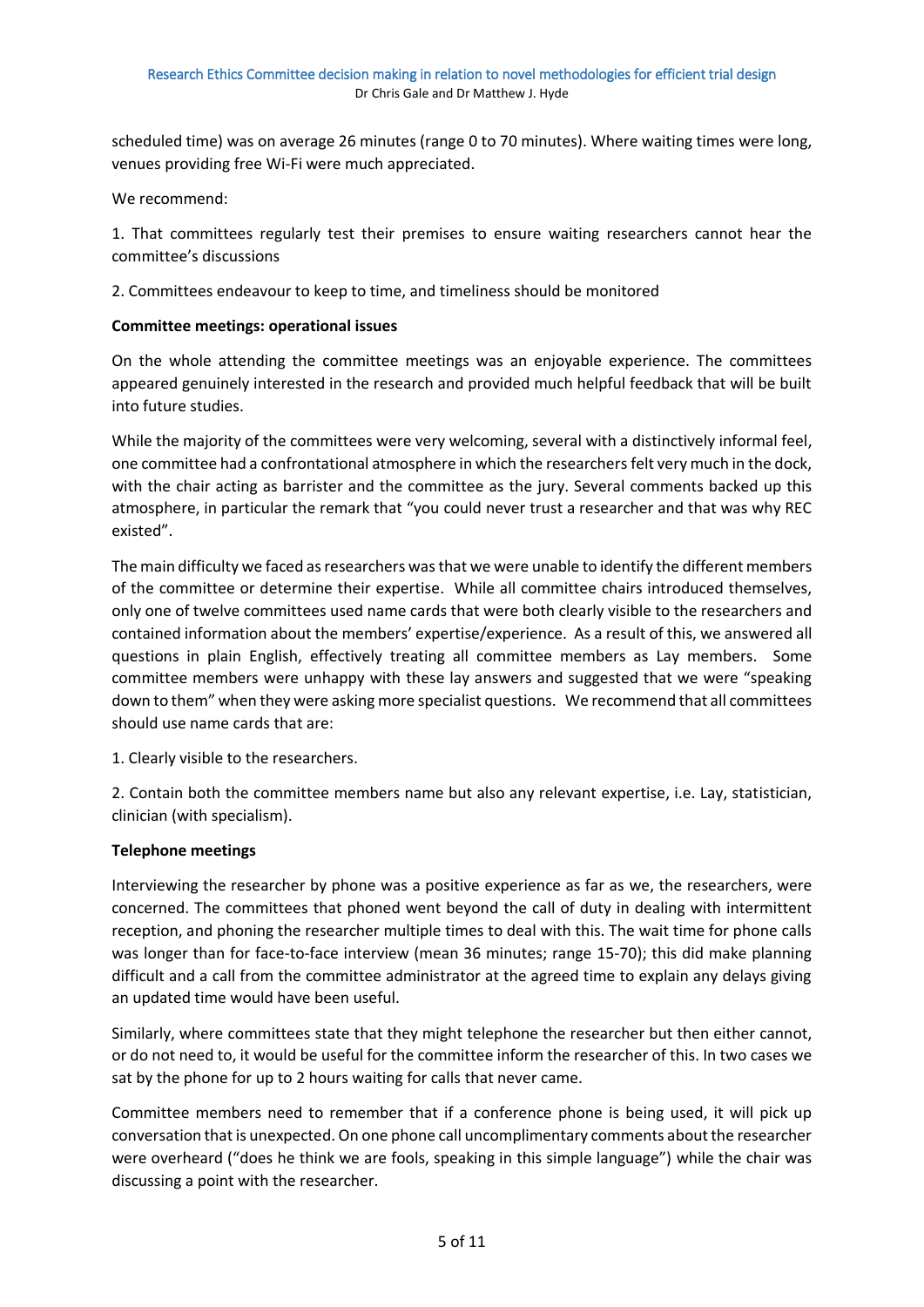scheduled time) was on average 26 minutes (range 0 to 70 minutes). Where waiting times were long, venues providing free Wi-Fi were much appreciated.

We recommend:

1. That committees regularly test their premises to ensure waiting researchers cannot hear the committee's discussions

2. Committees endeavour to keep to time, and timeliness should be monitored

**Committee meetings: operational issues**

On the whole attending the committee meetings was an enjoyable experience. The committees appeared genuinely interested in the research and provided much helpful feedback that will be built into future studies.

While the majority of the committees were very welcoming, several with a distinctively informal feel, one committee had a confrontational atmosphere in which the researchers felt very much in the dock, with the chair acting as barrister and the committee as the jury. Several comments backed up this atmosphere, in particular the remark that "you could never trust a researcher and that was why REC existed".

The main difficulty we faced as researchers was that we were unable to identify the different members of the committee or determine their expertise. While all committee chairs introduced themselves, only one of twelve committees used name cards that were both clearly visible to the researchers and contained information about the members' expertise/experience. As a result of this, we answered all questions in plain English, effectively treating all committee members as Lay members. Some committee members were unhappy with these lay answers and suggested that we were "speaking down to them" when they were asking more specialist questions. We recommend that all committees should use name cards that are:

1. Clearly visible to the researchers.

2. Contain both the committee members name but also any relevant expertise, i.e. Lay, statistician, clinician (with specialism).

**Telephone meetings**

Interviewing the researcher by phone was a positive experience as far as we, the researchers, were concerned. The committees that phoned went beyond the call of duty in dealing with intermittent reception, and phoning the researcher multiple times to deal with this. The wait time for phone calls was longer than for face-to-face interview (mean 36 minutes; range 15-70); this did make planning difficult and a call from the committee administrator at the agreed time to explain any delays giving an updated time would have been useful.

Similarly, where committees state that they might telephone the researcher but then either cannot, or do not need to, it would be useful for the committee inform the researcher of this. In two cases we sat by the phone for up to 2 hours waiting for calls that never came.

Committee members need to remember that if a conference phone is being used, it will pick up conversation that is unexpected. On one phone call uncomplimentary comments about the researcher were overheard ("does he think we are fools, speaking in this simple language") while the chair was discussing a point with the researcher.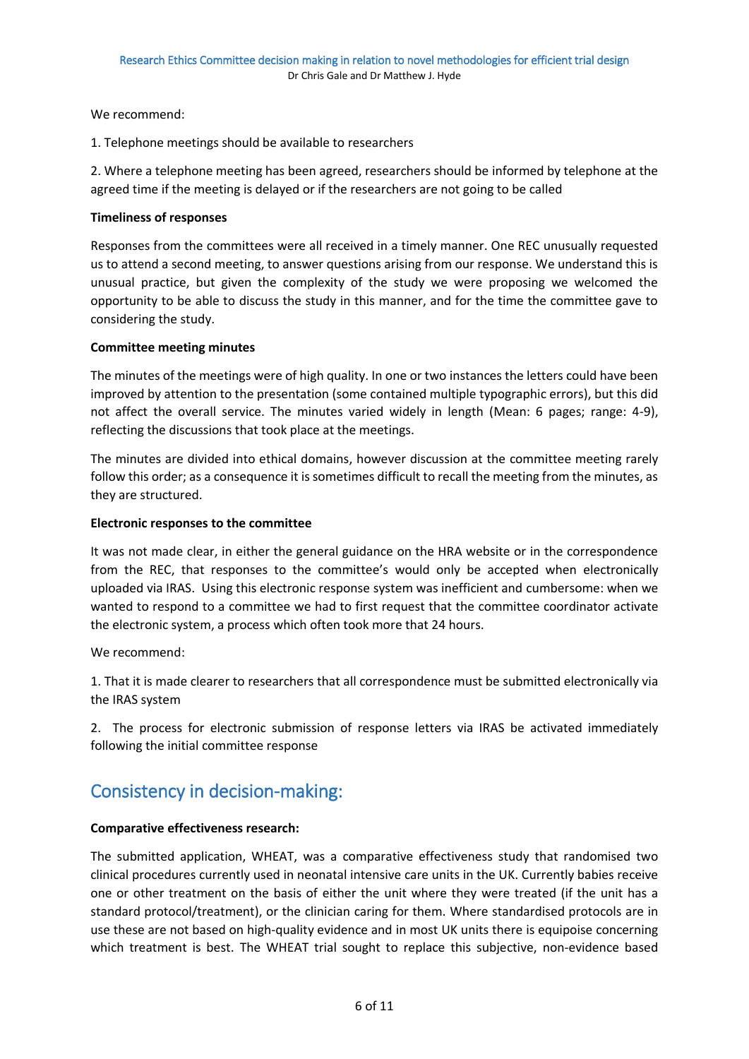We recommend:

1. Telephone meetings should be available to researchers

2. Where a telephone meeting has been agreed, researchers should be informed by telephone at the agreed time if the meeting is delayed or if the researchers are not going to be called

**Timeliness of responses**

Responses from the committees were all received in a timely manner. One REC unusually requested us to attend a second meeting, to answer questions arising from our response. We understand this is unusual practice, but given the complexity of the study we were proposing we welcomed the opportunity to be able to discuss the study in this manner, and for the time the committee gave to considering the study.

**Committee meeting minutes**

The minutes of the meetings were of high quality. In one or two instances the letters could have been improved by attention to the presentation (some contained multiple typographic errors), but this did not affect the overall service. The minutes varied widely in length (Mean: 6 pages; range: 4-9), reflecting the discussions that took place at the meetings.

The minutes are divided into ethical domains, however discussion at the committee meeting rarely follow this order; as a consequence it is sometimes difficult to recall the meeting from the minutes, as they are structured.

**Electronic responses to the committee**

It was not made clear, in either the general guidance on the HRA website or in the correspondence from the REC, that responses to the committee's would only be accepted when electronically uploaded via IRAS. Using this electronic response system was inefficient and cumbersome: when we wanted to respond to a committee we had to first request that the committee coordinator activate the electronic system, a process which often took more that 24 hours.

We recommend:

1. That it is made clearer to researchers that all correspondence must be submitted electronically via the IRAS system

2. The process for electronic submission of response letters via IRAS be activated immediately following the initial committee response

## Consistency in decision-making:

**Comparative effectiveness research:**

The submitted application, WHEAT, was a comparative effectiveness study that randomised two clinical procedures currently used in neonatal intensive care units in the UK. Currently babies receive one or other treatment on the basis of either the unit where they were treated (if the unit has a standard protocol/treatment), or the clinician caring for them. Where standardised protocols are in use these are not based on high-quality evidence and in most UK units there is equipoise concerning which treatment is best. The WHEAT trial sought to replace this subjective, non-evidence based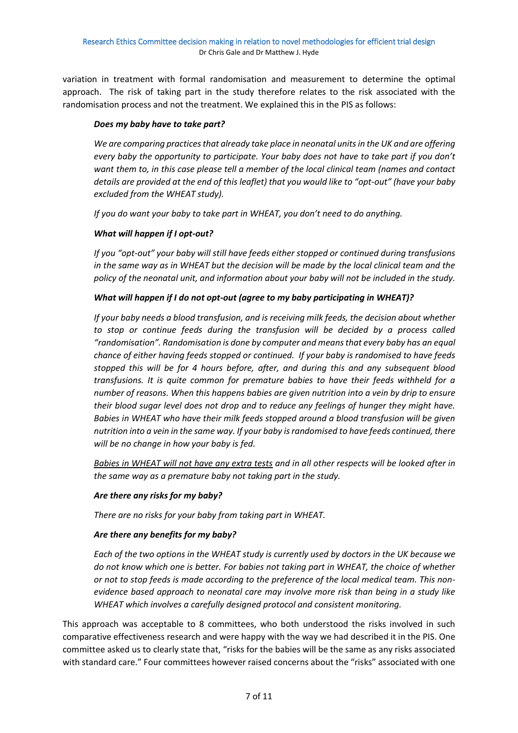variation in treatment with formal randomisation and measurement to determine the optimal approach. The risk of taking part in the study therefore relates to the risk associated with the randomisation process and not the treatment. We explained this in the PIS as follows:

> ***Does my baby have to take part?***
>
> *We are comparing practices that already take place in neonatal units in the UK and are offering every baby the opportunity to participate. Your baby does not have to take part if you don't want them to, in this case please tell a member of the local clinical team (names and contact details are provided at the end of this leaflet) that you would like to "opt-out" (have your baby excluded from the WHEAT study).*
>
> *If you do want your baby to take part in WHEAT, you don't need to do anything.*
>
> ***What will happen if I opt-out?***
>
> *If you "opt-out" your baby will still have feeds either stopped or continued during transfusions in the same way as in WHEAT but the decision will be made by the local clinical team and the policy of the neonatal unit, and information about your baby will not be included in the study.*
>
> ***What will happen if I do not opt-out (agree to my baby participating in WHEAT)?***
>
> *If your baby needs a blood transfusion, and is receiving milk feeds, the decision about whether to stop or continue feeds during the transfusion will be decided by a process called "randomisation". Randomisation is done by computer and means that every baby has an equal chance of either having feeds stopped or continued. If your baby is randomised to have feeds stopped this will be for 4 hours before, after, and during this and any subsequent blood transfusions. It is quite common for premature babies to have their feeds withheld for a number of reasons. When this happens babies are given nutrition into a vein by drip to ensure their blood sugar level does not drop and to reduce any feelings of hunger they might have. Babies in WHEAT who have their milk feeds stopped around a blood transfusion will be given nutrition into a vein in the same way. If your baby is randomised to have feeds continued, there will be no change in how your baby is fed.*
>
> *<u>Babies in WHEAT will not have any extra tests</u> and in all other respects will be looked after in the same way as a premature baby not taking part in the study.*
>
> ***Are there any risks for my baby?***
>
> *There are no risks for your baby from taking part in WHEAT.*
>
> ***Are there any benefits for my baby?***
>
> *Each of the two options in the WHEAT study is currently used by doctors in the UK because we do not know which one is better. For babies not taking part in WHEAT, the choice of whether or not to stop feeds is made according to the preference of the local medical team. This non-evidence based approach to neonatal care may involve more risk than being in a study like WHEAT which involves a carefully designed protocol and consistent monitoring.*

This approach was acceptable to 8 committees, who both understood the risks involved in such comparative effectiveness research and were happy with the way we had described it in the PIS. One committee asked us to clearly state that, "risks for the babies will be the same as any risks associated with standard care." Four committees however raised concerns about the "risks" associated with one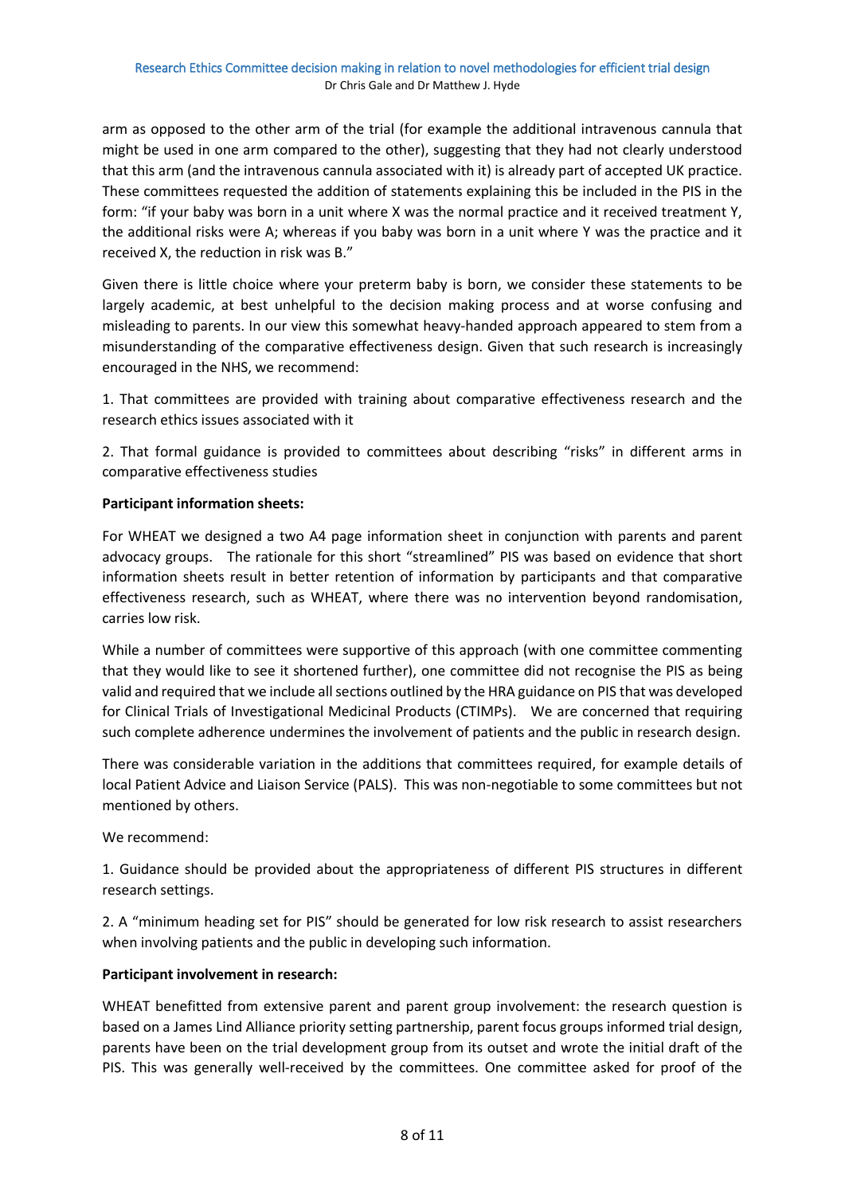arm as opposed to the other arm of the trial (for example the additional intravenous cannula that might be used in one arm compared to the other), suggesting that they had not clearly understood that this arm (and the intravenous cannula associated with it) is already part of accepted UK practice. These committees requested the addition of statements explaining this be included in the PIS in the form: "if your baby was born in a unit where X was the normal practice and it received treatment Y, the additional risks were A; whereas if you baby was born in a unit where Y was the practice and it received X, the reduction in risk was B."

Given there is little choice where your preterm baby is born, we consider these statements to be largely academic, at best unhelpful to the decision making process and at worse confusing and misleading to parents. In our view this somewhat heavy-handed approach appeared to stem from a misunderstanding of the comparative effectiveness design. Given that such research is increasingly encouraged in the NHS, we recommend:

1. That committees are provided with training about comparative effectiveness research and the research ethics issues associated with it

2. That formal guidance is provided to committees about describing "risks" in different arms in comparative effectiveness studies

**Participant information sheets:**

For WHEAT we designed a two A4 page information sheet in conjunction with parents and parent advocacy groups. The rationale for this short "streamlined" PIS was based on evidence that short information sheets result in better retention of information by participants and that comparative effectiveness research, such as WHEAT, where there was no intervention beyond randomisation, carries low risk.

While a number of committees were supportive of this approach (with one committee commenting that they would like to see it shortened further), one committee did not recognise the PIS as being valid and required that we include all sections outlined by the HRA guidance on PIS that was developed for Clinical Trials of Investigational Medicinal Products (CTIMPs). We are concerned that requiring such complete adherence undermines the involvement of patients and the public in research design.

There was considerable variation in the additions that committees required, for example details of local Patient Advice and Liaison Service (PALS). This was non-negotiable to some committees but not mentioned by others.

We recommend:

1. Guidance should be provided about the appropriateness of different PIS structures in different research settings.

2. A "minimum heading set for PIS" should be generated for low risk research to assist researchers when involving patients and the public in developing such information.

**Participant involvement in research:**

WHEAT benefitted from extensive parent and parent group involvement: the research question is based on a James Lind Alliance priority setting partnership, parent focus groups informed trial design, parents have been on the trial development group from its outset and wrote the initial draft of the PIS. This was generally well-received by the committees. One committee asked for proof of the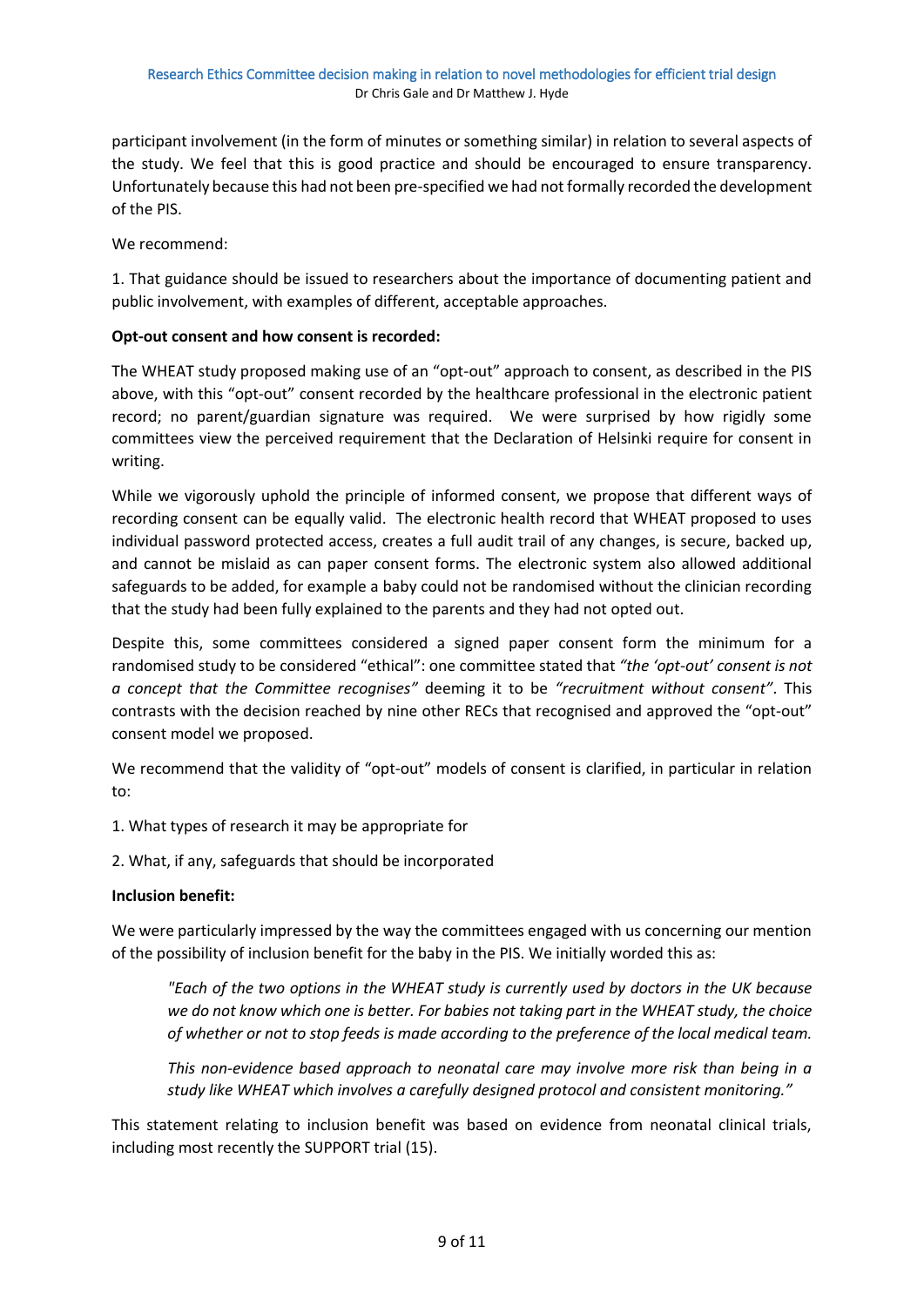participant involvement (in the form of minutes or something similar) in relation to several aspects of the study. We feel that this is good practice and should be encouraged to ensure transparency. Unfortunately because this had not been pre-specified we had not formally recorded the development of the PIS.

We recommend:

1. That guidance should be issued to researchers about the importance of documenting patient and public involvement, with examples of different, acceptable approaches.

**Opt-out consent and how consent is recorded:**

The WHEAT study proposed making use of an "opt-out" approach to consent, as described in the PIS above, with this "opt-out" consent recorded by the healthcare professional in the electronic patient record; no parent/guardian signature was required. We were surprised by how rigidly some committees view the perceived requirement that the Declaration of Helsinki require for consent in writing.

While we vigorously uphold the principle of informed consent, we propose that different ways of recording consent can be equally valid. The electronic health record that WHEAT proposed to uses individual password protected access, creates a full audit trail of any changes, is secure, backed up, and cannot be mislaid as can paper consent forms. The electronic system also allowed additional safeguards to be added, for example a baby could not be randomised without the clinician recording that the study had been fully explained to the parents and they had not opted out.

Despite this, some committees considered a signed paper consent form the minimum for a randomised study to be considered "ethical": one committee stated that *"the 'opt-out' consent is not a concept that the Committee recognises"* deeming it to be *"recruitment without consent"*. This contrasts with the decision reached by nine other RECs that recognised and approved the "opt-out" consent model we proposed.

We recommend that the validity of "opt-out" models of consent is clarified, in particular in relation to:

1. What types of research it may be appropriate for
2. What, if any, safeguards that should be incorporated

**Inclusion benefit:**

We were particularly impressed by the way the committees engaged with us concerning our mention of the possibility of inclusion benefit for the baby in the PIS. We initially worded this as:

> *"Each of the two options in the WHEAT study is currently used by doctors in the UK because we do not know which one is better. For babies not taking part in the WHEAT study, the choice of whether or not to stop feeds is made according to the preference of the local medical team.*
>
> *This non-evidence based approach to neonatal care may involve more risk than being in a study like WHEAT which involves a carefully designed protocol and consistent monitoring."*

This statement relating to inclusion benefit was based on evidence from neonatal clinical trials, including most recently the SUPPORT trial (15).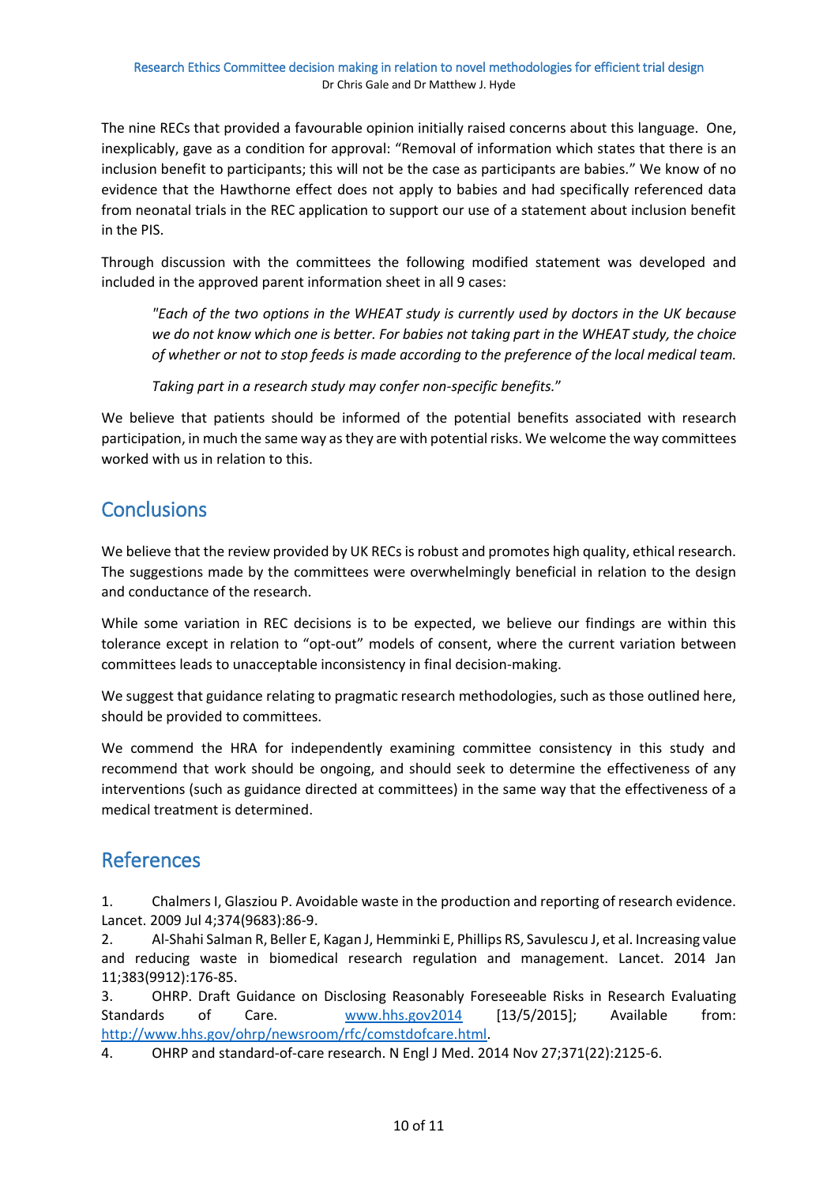The nine RECs that provided a favourable opinion initially raised concerns about this language. One, inexplicably, gave as a condition for approval: "Removal of information which states that there is an inclusion benefit to participants; this will not be the case as participants are babies." We know of no evidence that the Hawthorne effect does not apply to babies and had specifically referenced data from neonatal trials in the REC application to support our use of a statement about inclusion benefit in the PIS.

Through discussion with the committees the following modified statement was developed and included in the approved parent information sheet in all 9 cases:

> *"Each of the two options in the WHEAT study is currently used by doctors in the UK because we do not know which one is better. For babies not taking part in the WHEAT study, the choice of whether or not to stop feeds is made according to the preference of the local medical team.*
>
> *Taking part in a research study may confer non-specific benefits."*

We believe that patients should be informed of the potential benefits associated with research participation, in much the same way as they are with potential risks. We welcome the way committees worked with us in relation to this.

## Conclusions

We believe that the review provided by UK RECs is robust and promotes high quality, ethical research. The suggestions made by the committees were overwhelmingly beneficial in relation to the design and conductance of the research.

While some variation in REC decisions is to be expected, we believe our findings are within this tolerance except in relation to "opt-out" models of consent, where the current variation between committees leads to unacceptable inconsistency in final decision-making.

We suggest that guidance relating to pragmatic research methodologies, such as those outlined here, should be provided to committees.

We commend the HRA for independently examining committee consistency in this study and recommend that work should be ongoing, and should seek to determine the effectiveness of any interventions (such as guidance directed at committees) in the same way that the effectiveness of a medical treatment is determined.

## References

1. Chalmers I, Glasziou P. Avoidable waste in the production and reporting of research evidence. Lancet. 2009 Jul 4;374(9683):86-9.
2. Al-Shahi Salman R, Beller E, Kagan J, Hemminki E, Phillips RS, Savulescu J, et al. Increasing value and reducing waste in biomedical research regulation and management. Lancet. 2014 Jan 11;383(9912):176-85.
3. OHRP. Draft Guidance on Disclosing Reasonably Foreseeable Risks in Research Evaluating Standards of Care. www.hhs.gov2014 [13/5/2015]; Available from: http://www.hhs.gov/ohrp/newsroom/rfc/comstdofcare.html.
4. OHRP and standard-of-care research. N Engl J Med. 2014 Nov 27;371(22):2125-6.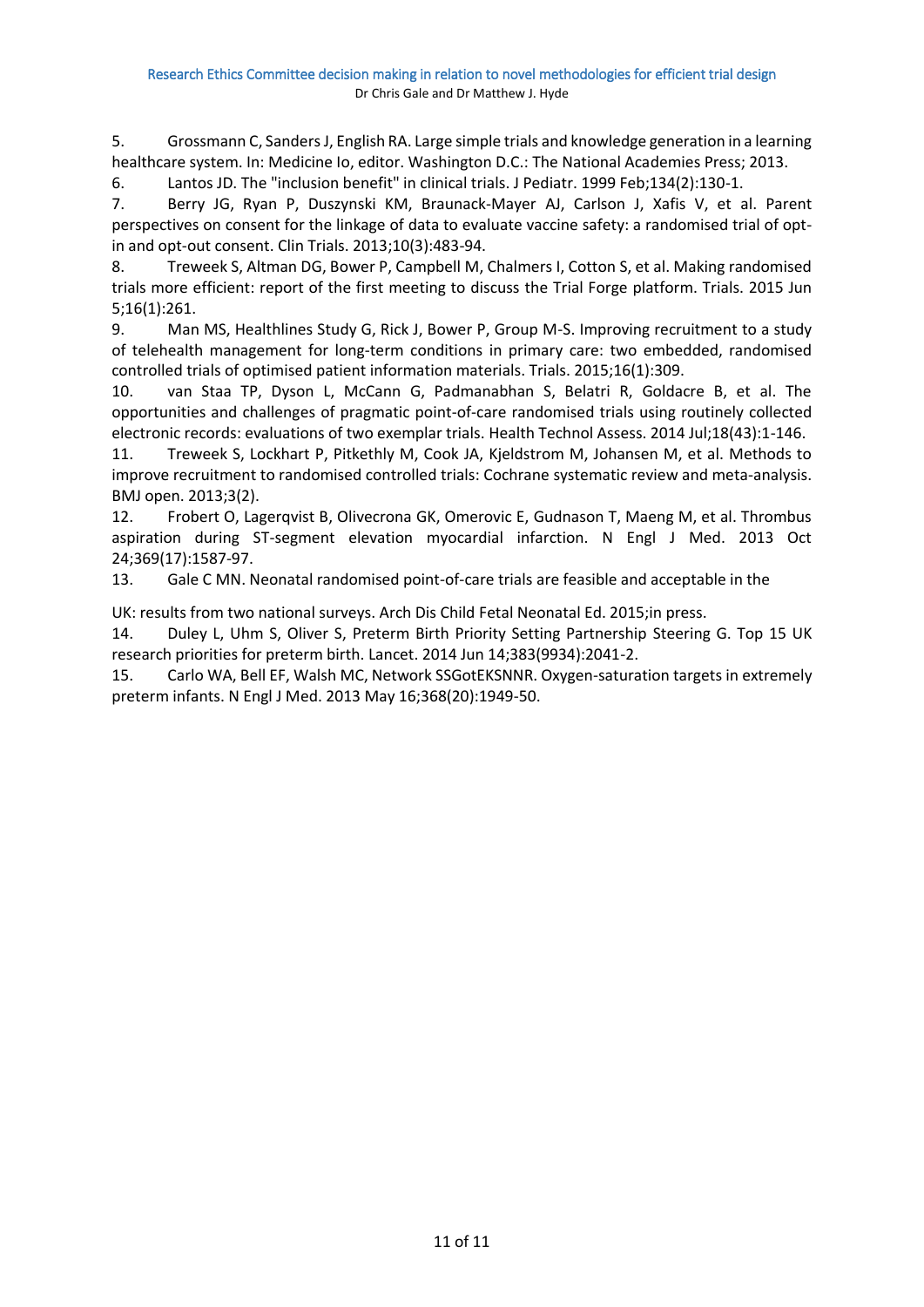5. Grossmann C, Sanders J, English RA. Large simple trials and knowledge generation in a learning healthcare system. In: Medicine Io, editor. Washington D.C.: The National Academies Press; 2013.
6. Lantos JD. The "inclusion benefit" in clinical trials. J Pediatr. 1999 Feb;134(2):130-1.
7. Berry JG, Ryan P, Duszynski KM, Braunack-Mayer AJ, Carlson J, Xafis V, et al. Parent perspectives on consent for the linkage of data to evaluate vaccine safety: a randomised trial of opt-in and opt-out consent. Clin Trials. 2013;10(3):483-94.
8. Treweek S, Altman DG, Bower P, Campbell M, Chalmers I, Cotton S, et al. Making randomised trials more efficient: report of the first meeting to discuss the Trial Forge platform. Trials. 2015 Jun 5;16(1):261.
9. Man MS, Healthlines Study G, Rick J, Bower P, Group M-S. Improving recruitment to a study of telehealth management for long-term conditions in primary care: two embedded, randomised controlled trials of optimised patient information materials. Trials. 2015;16(1):309.
10. van Staa TP, Dyson L, McCann G, Padmanabhan S, Belatri R, Goldacre B, et al. The opportunities and challenges of pragmatic point-of-care randomised trials using routinely collected electronic records: evaluations of two exemplar trials. Health Technol Assess. 2014 Jul;18(43):1-146.
11. Treweek S, Lockhart P, Pitkethly M, Cook JA, Kjeldstrom M, Johansen M, et al. Methods to improve recruitment to randomised controlled trials: Cochrane systematic review and meta-analysis. BMJ open. 2013;3(2).
12. Frobert O, Lagerqvist B, Olivecrona GK, Omerovic E, Gudnason T, Maeng M, et al. Thrombus aspiration during ST-segment elevation myocardial infarction. N Engl J Med. 2013 Oct 24;369(17):1587-97.
13. Gale C MN. Neonatal randomised point-of-care trials are feasible and acceptable in the UK: results from two national surveys. Arch Dis Child Fetal Neonatal Ed. 2015;in press.
14. Duley L, Uhm S, Oliver S, Preterm Birth Priority Setting Partnership Steering G. Top 15 UK research priorities for preterm birth. Lancet. 2014 Jun 14;383(9934):2041-2.
15. Carlo WA, Bell EF, Walsh MC, Network SSGotEKSNNR. Oxygen-saturation targets in extremely preterm infants. N Engl J Med. 2013 May 16;368(20):1949-50.